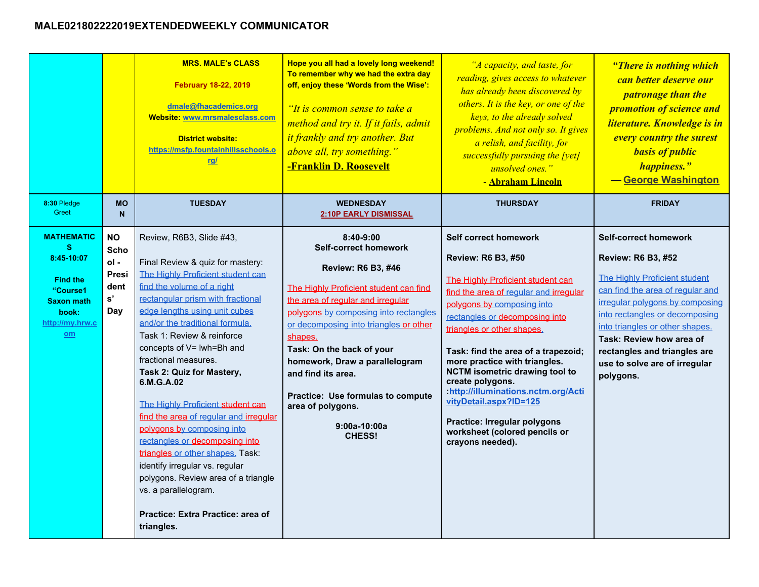# MALE021802222019EXTENDEDWEEKLY COMMUNICATOR

| | | **MRS. MALE's CLASS**<br><br>**February 18-22, 2019**<br><br>**dmale@fhacademics.org**<br>**Website: www.mrsmalesclass.com**<br><br>**District website: https://msfp.fountainhillsschools.org/** | **Hope you all had a lovely long weekend! To remember why we had the extra day off, enjoy these 'Words from the Wise':**<br><br>*"It is common sense to take a method and try it. If it fails, admit it frankly and try another. But above all, try something."*<br>**-Franklin D. Roosevelt** | *"A capacity, and taste, for reading, gives access to whatever has already been discovered by others. It is the key, or one of the keys, to the already solved problems. And not only so. It gives a relish, and facility, for successfully pursuing the [yet] unsolved ones."*<br>**- Abraham Lincoln** | ***"There is nothing which can better deserve our patronage than the promotion of science and literature. Knowledge is in every country the surest basis of public happiness."***<br>**— George Washington** |
|---|---|---|---|---|---|
| **8:30** Pledge Greet | **MON** | **TUESDAY** | **WEDNESDAY**<br>**2:10P EARLY DISMISSAL** | **THURSDAY** | **FRIDAY** |
| **MATHEMATICS**<br>**8:45-10:07**<br><br>**Find the "Course1 Saxon math book: http://my.hrw.com** | **NO School - Presidents' Day** | Review, R6B3, Slide #43,<br><br>Final Review & quiz for mastery: The Highly Proficient student can find the volume of a right rectangular prism with fractional edge lengths using unit cubes and/or the traditional formula.<br>Task 1: Review & reinforce concepts of V= lwh=Bh and fractional measures.<br>**Task 2: Quiz for Mastery, 6.M.G.A.02**<br><br>The Highly Proficient student can find the area of regular and irregular polygons by composing into rectangles or decomposing into triangles or other shapes. Task: identify irregular vs. regular polygons. Review area of a triangle vs. a parallelogram.<br><br>**Practice: Extra Practice: area of triangles.** | **8:40-9:00**<br>**Self-correct homework**<br><br>**Review: R6 B3, #46**<br><br>The Highly Proficient student can find the area of regular and irregular polygons by composing into rectangles or decomposing into triangles or other shapes.<br>**Task: On the back of your homework, Draw a parallelogram and find its area.**<br><br>**Practice: Use formulas to compute area of polygons.**<br><br>**9:00a-10:00a**<br>**CHESS!** | **Self correct homework**<br><br>**Review: R6 B3, #50**<br><br>The Highly Proficient student can find the area of regular and irregular polygons by composing into rectangles or decomposing into triangles or other shapes.<br><br>**Task: find the area of a trapezoid; more practice with triangles. NCTM isometric drawing tool to create polygons. :http://illuminations.nctm.org/ActivityDetail.aspx?ID=125**<br><br>**Practice: Irregular polygons worksheet (colored pencils or crayons needed).** | **Self-correct homework**<br><br>**Review: R6 B3, #52**<br><br>The Highly Proficient student can find the area of regular and irregular polygons by composing into rectangles or decomposing into triangles or other shapes.<br>**Task: Review how area of rectangles and triangles are use to solve are of irregular polygons.** |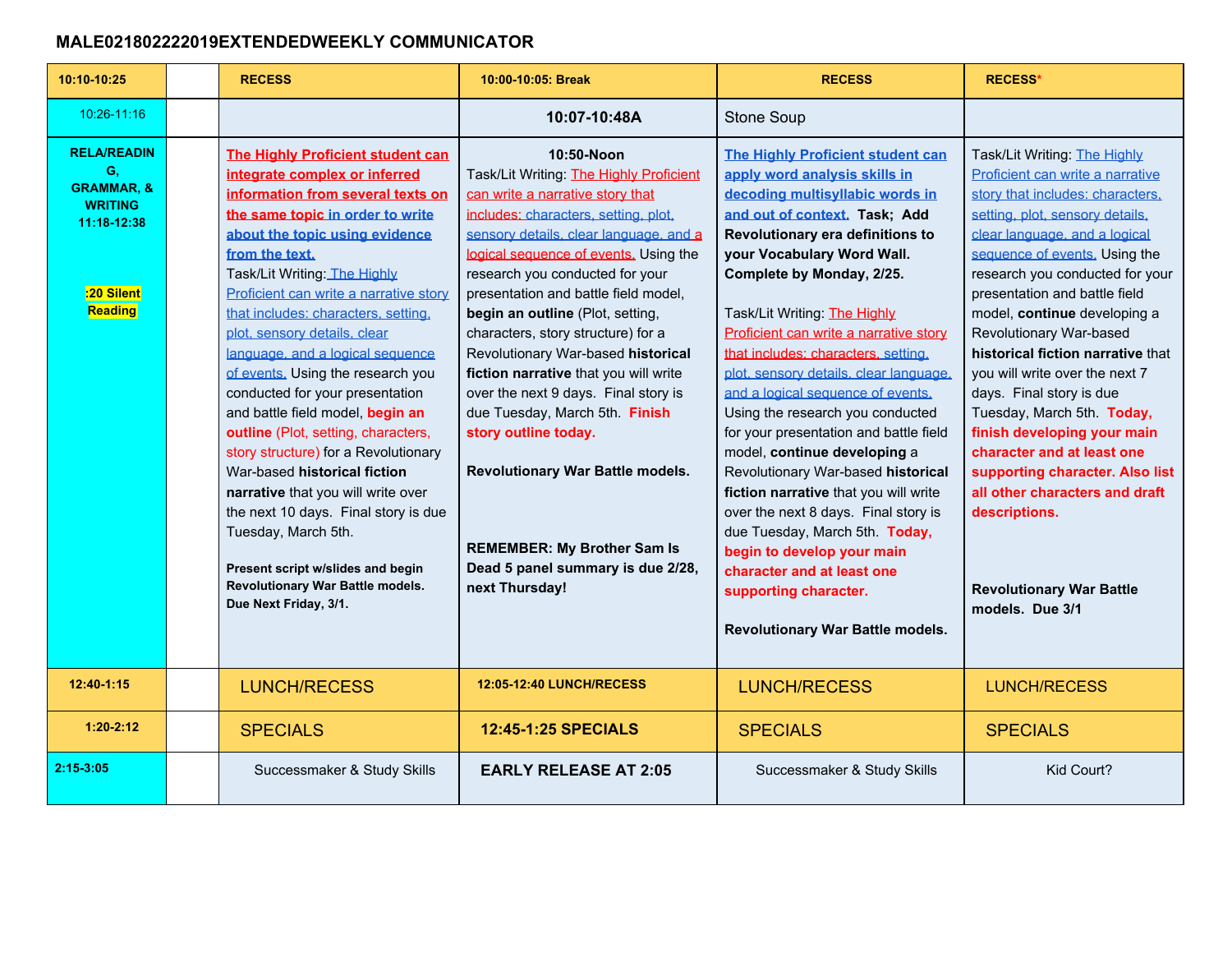**MALE021802222019EXTENDEDWEEKLY COMMUNICATOR**

| | | | | | |
|---|---|---|---|---|---|
| **10:10-10:25** | | **RECESS** | **10:00-10:05: Break** | **RECESS** | **RECESS*** |
| 10:26-11:16 | | | **10:07-10:48A** | Stone Soup | |
| **RELA/READING, GRAMMAR, & WRITING 11:18-12:38** <br><br> **:20 Silent Reading** | | **The Highly Proficient student can integrate complex or inferred information from several texts on the same topic in order to write about the topic using evidence from the text.** <br> Task/Lit Writing: The Highly Proficient can write a narrative story that includes: characters, setting, plot, sensory details, clear language, and a logical sequence of events. Using the research you conducted for your presentation and battle field model, **begin an outline** (Plot, setting, characters, story structure) for a Revolutionary War-based **historical fiction narrative** that you will write over the next 10 days. Final story is due Tuesday, March 5th. <br><br> **Present script w/slides and begin Revolutionary War Battle models. Due Next Friday, 3/1.** | **10:50-Noon** <br> Task/Lit Writing: The Highly Proficient can write a narrative story that includes: characters, setting, plot, sensory details, clear language, and a logical sequence of events. Using the research you conducted for your presentation and battle field model, **begin an outline** (Plot, setting, characters, story structure) for a Revolutionary War-based **historical fiction narrative** that you will write over the next 9 days. Final story is due Tuesday, March 5th. **Finish story outline today.** <br><br> **Revolutionary War Battle models.** <br><br> **REMEMBER: My Brother Sam Is Dead 5 panel summary is due 2/28, next Thursday!** | **The Highly Proficient student can apply word analysis skills in decoding multisyllabic words in and out of context. Task; Add Revolutionary era definitions to your Vocabulary Word Wall. Complete by Monday, 2/25.** <br><br> Task/Lit Writing: The Highly Proficient can write a narrative story that includes: characters, setting, plot, sensory details, clear language, and a logical sequence of events. Using the research you conducted for your presentation and battle field model, **continue developing** a Revolutionary War-based **historical fiction narrative** that you will write over the next 8 days. Final story is due Tuesday, March 5th. **Today, begin to develop your main character and at least one supporting character.** <br><br> **Revolutionary War Battle models.** | Task/Lit Writing: The Highly Proficient can write a narrative story that includes: characters, setting, plot, sensory details, clear language, and a logical sequence of events. Using the research you conducted for your presentation and battle field model, **continue** developing a Revolutionary War-based **historical fiction narrative** that you will write over the next 7 days. Final story is due Tuesday, March 5th. **Today, finish developing your main character and at least one supporting character. Also list all other characters and draft descriptions.** <br><br> **Revolutionary War Battle models. Due 3/1** |
| **12:40-1:15** | | LUNCH/RECESS | **12:05-12:40 LUNCH/RECESS** | LUNCH/RECESS | LUNCH/RECESS |
| **1:20-2:12** | | SPECIALS | **12:45-1:25 SPECIALS** | SPECIALS | SPECIALS |
| **2:15-3:05** | | Successmaker & Study Skills | **EARLY RELEASE AT 2:05** | Successmaker & Study Skills | Kid Court? |